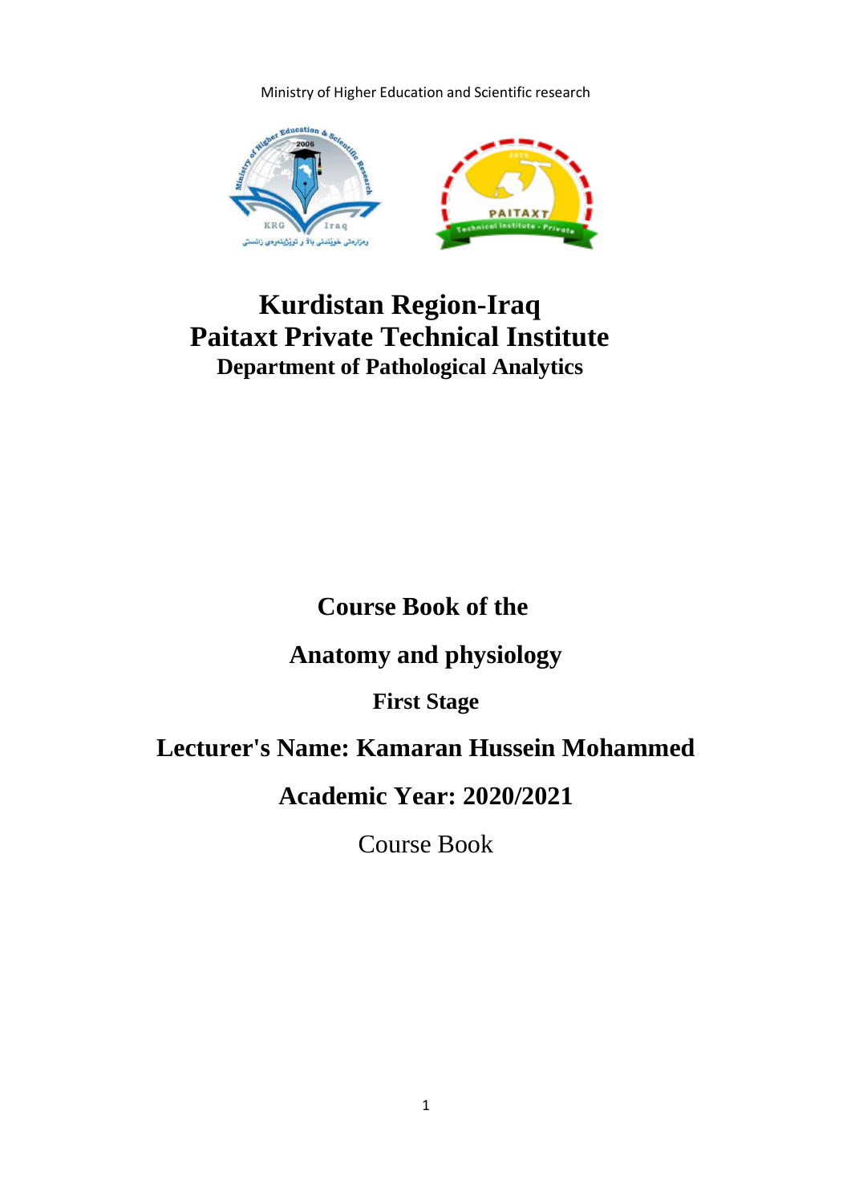Ministry of Higher Education and Scientific research

# Kurdistan Region-Iraq
# Paitaxt Private Technical Institute
## Department of Pathological Analytics

## Course Book of the

## Anatomy and physiology

### First Stage

## Lecturer's Name: Kamaran Hussein Mohammed

## Academic Year: 2020/2021

Course Book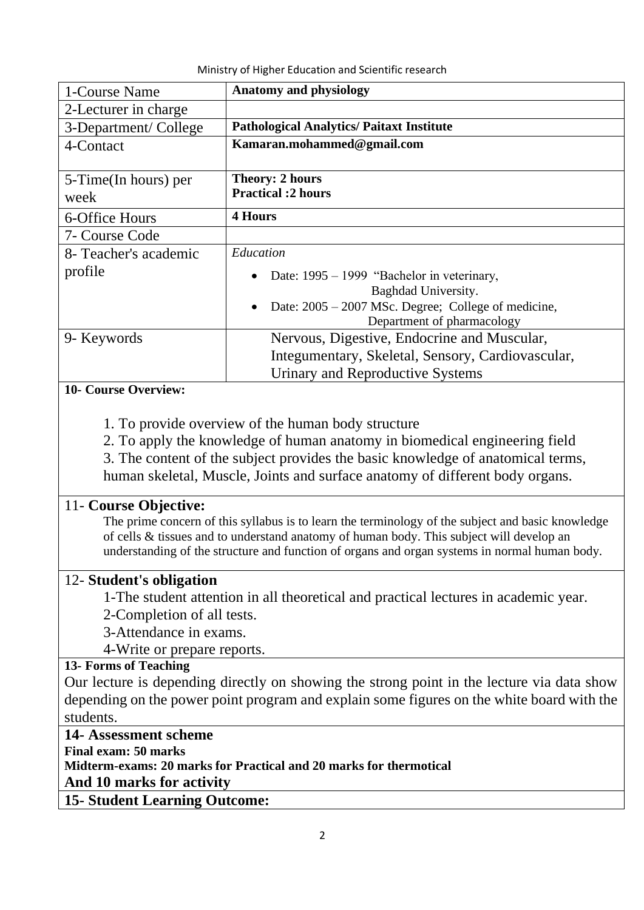Ministry of Higher Education and Scientific research

| 1-Course Name | **Anatomy and physiology** |
| --- | --- |
| 2-Lecturer in charge | |
| 3-Department/ College | **Pathological Analytics/ Paitaxt Institute** |
| 4-Contact | **Kamaran.mohammed@gmail.com** |
| 5-Time(In hours) per week | **Theory: 2 hours**<br>**Practical :2 hours** |
| 6-Office Hours | **4 Hours** |
| 7- Course Code | |
| 8- Teacher's academic profile | *Education*<br>• Date: 1995 – 1999 "Bachelor in veterinary, Baghdad University.<br>• Date: 2005 – 2007 MSc. Degree; College of medicine, Department of pharmacology |
| 9- Keywords | Nervous, Digestive, Endocrine and Muscular, Integumentary, Skeletal, Sensory, Cardiovascular, Urinary and Reproductive Systems |

**10- Course Overview:**

1. To provide overview of the human body structure
2. To apply the knowledge of human anatomy in biomedical engineering field
3. The content of the subject provides the basic knowledge of anatomical terms, human skeletal, Muscle, Joints and surface anatomy of different body organs.

11- **Course Objective:**

The prime concern of this syllabus is to learn the terminology of the subject and basic knowledge of cells & tissues and to understand anatomy of human body. This subject will develop an understanding of the structure and function of organs and organ systems in normal human body.

12- **Student's obligation**

1-The student attention in all theoretical and practical lectures in academic year.
2-Completion of all tests.
3-Attendance in exams.
4-Write or prepare reports.

**13- Forms of Teaching**

Our lecture is depending directly on showing the strong point in the lecture via data show depending on the power point program and explain some figures on the white board with the students.

**14- Assessment scheme**

**Final exam: 50 marks**
**Midterm-exams: 20 marks for Practical and 20 marks for thermotical**
**And 10 marks for activity**

**15- Student Learning Outcome:**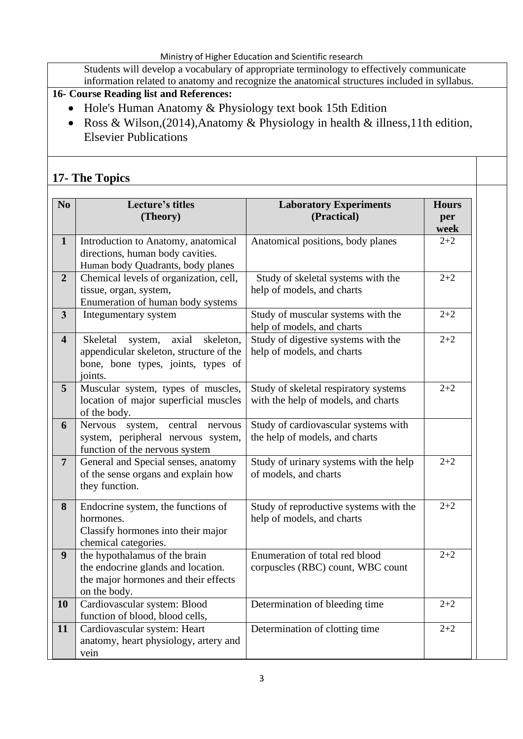Students will develop a vocabulary of appropriate terminology to effectively communicate information related to anatomy and recognize the anatomical structures included in syllabus.

**16- Course Reading list and References:**

- Hole's Human Anatomy & Physiology text book 15th Edition
- Ross & Wilson,(2014),Anatomy & Physiology in health & illness,11th edition, Elsevier Publications

## 17- The Topics

| No | Lecture's titles (Theory) | Laboratory Experiments (Practical) | Hours per week |
|---|---|---|---|
| **1** | Introduction to Anatomy, anatomical directions, human body cavities. Human body Quadrants, body planes | Anatomical positions, body planes | 2+2 |
| **2** | Chemical levels of organization, cell, tissue, organ, system, Enumeration of human body systems | Study of skeletal systems with the help of models, and charts | 2+2 |
| **3** | Integumentary system | Study of muscular systems with the help of models, and charts | 2+2 |
| **4** | Skeletal system, axial skeleton, appendicular skeleton, structure of the bone, bone types, joints, types of joints. | Study of digestive systems with the help of models, and charts | 2+2 |
| **5** | Muscular system, types of muscles, location of major superficial muscles of the body. | Study of skeletal respiratory systems with the help of models, and charts | 2+2 |
| **6** | Nervous system, central nervous system, peripheral nervous system, function of the nervous system | Study of cardiovascular systems with the help of models, and charts | |
| **7** | General and Special senses, anatomy of the sense organs and explain how they function. | Study of urinary systems with the help of models, and charts | 2+2 |
| **8** | Endocrine system, the functions of hormones. Classify hormones into their major chemical categories. | Study of reproductive systems with the help of models, and charts | 2+2 |
| **9** | the hypothalamus of the brain the endocrine glands and location. the major hormones and their effects on the body. | Enumeration of total red blood corpuscles (RBC) count, WBC count | 2+2 |
| **10** | Cardiovascular system: Blood function of blood, blood cells, | Determination of bleeding time | 2+2 |
| **11** | Cardiovascular system: Heart anatomy, heart physiology, artery and vein | Determination of clotting time | 2+2 |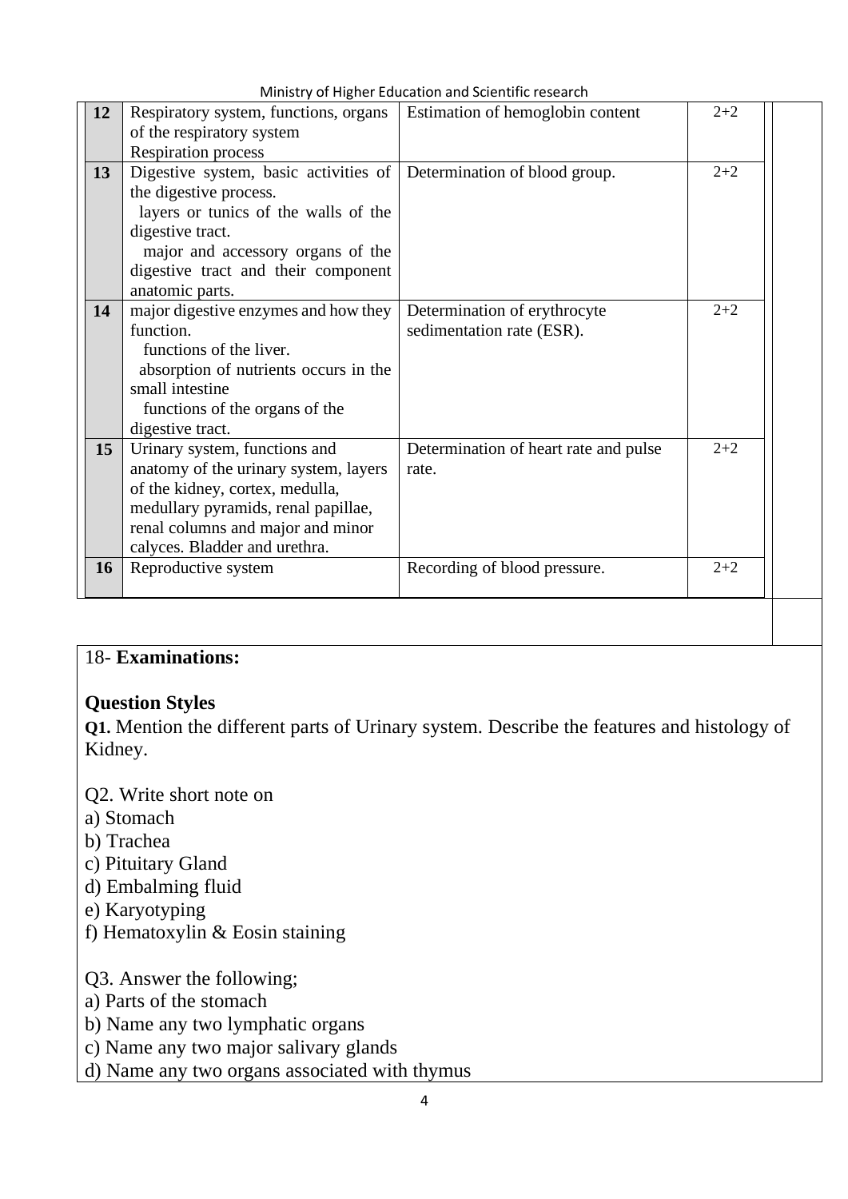| 12 | Respiratory system, functions, organs of the respiratory system Respiration process | Estimation of hemoglobin content | 2+2 |
|---|---|---|---|
| 13 | Digestive system, basic activities of the digestive process. layers or tunics of the walls of the digestive tract. major and accessory organs of the digestive tract and their component anatomic parts. | Determination of blood group. | 2+2 |
| 14 | major digestive enzymes and how they function. functions of the liver. absorption of nutrients occurs in the small intestine functions of the organs of the digestive tract. | Determination of erythrocyte sedimentation rate (ESR). | 2+2 |
| 15 | Urinary system, functions and anatomy of the urinary system, layers of the kidney, cortex, medulla, medullary pyramids, renal papillae, renal columns and major and minor calyces. Bladder and urethra. | Determination of heart rate and pulse rate. | 2+2 |
| 16 | Reproductive system | Recording of blood pressure. | 2+2 |

18- **Examinations:**

**Question Styles**

**Q1.** Mention the different parts of Urinary system. Describe the features and histology of Kidney.

Q2. Write short note on

a) Stomach

b) Trachea

c) Pituitary Gland

d) Embalming fluid

e) Karyotyping

f) Hematoxylin & Eosin staining

Q3. Answer the following;

a) Parts of the stomach

b) Name any two lymphatic organs

c) Name any two major salivary glands

d) Name any two organs associated with thymus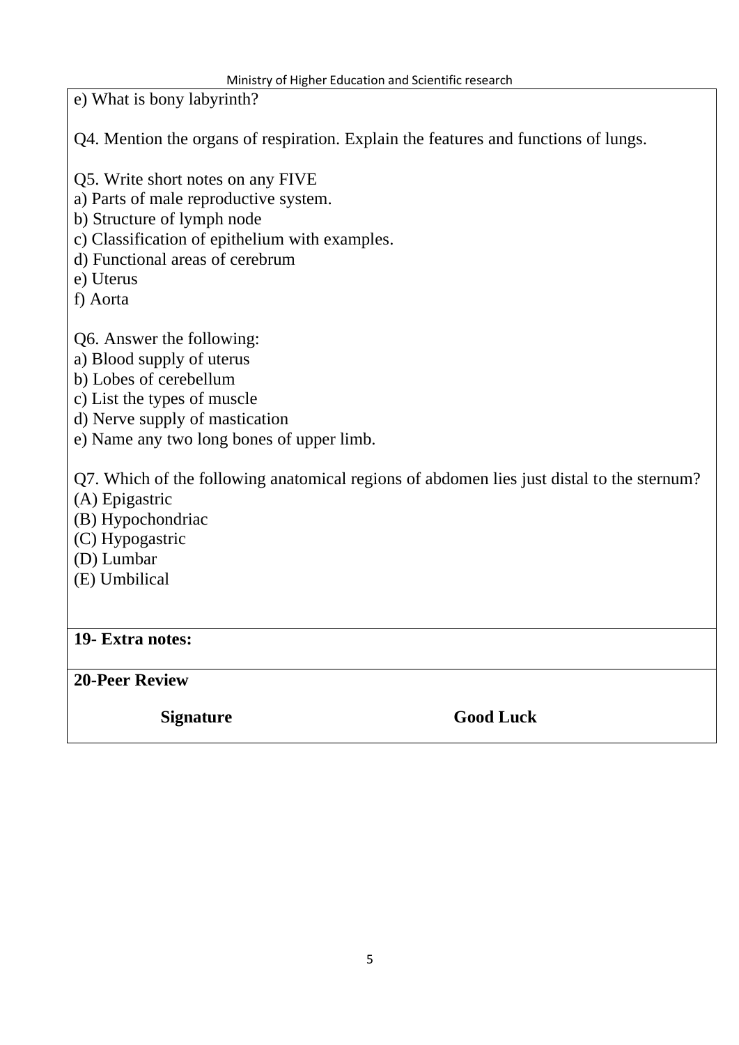e) What is bony labyrinth?

Q4. Mention the organs of respiration. Explain the features and functions of lungs.

Q5. Write short notes on any FIVE

a) Parts of male reproductive system.
b) Structure of lymph node
c) Classification of epithelium with examples.
d) Functional areas of cerebrum
e) Uterus
f) Aorta

Q6. Answer the following:

a) Blood supply of uterus
b) Lobes of cerebellum
c) List the types of muscle
d) Nerve supply of mastication
e) Name any two long bones of upper limb.

Q7. Which of the following anatomical regions of abdomen lies just distal to the sternum?

(A) Epigastric
(B) Hypochondriac
(C) Hypogastric
(D) Lumbar
(E) Umbilical

**19- Extra notes:**

**20-Peer Review**

**Signature** **Good Luck**